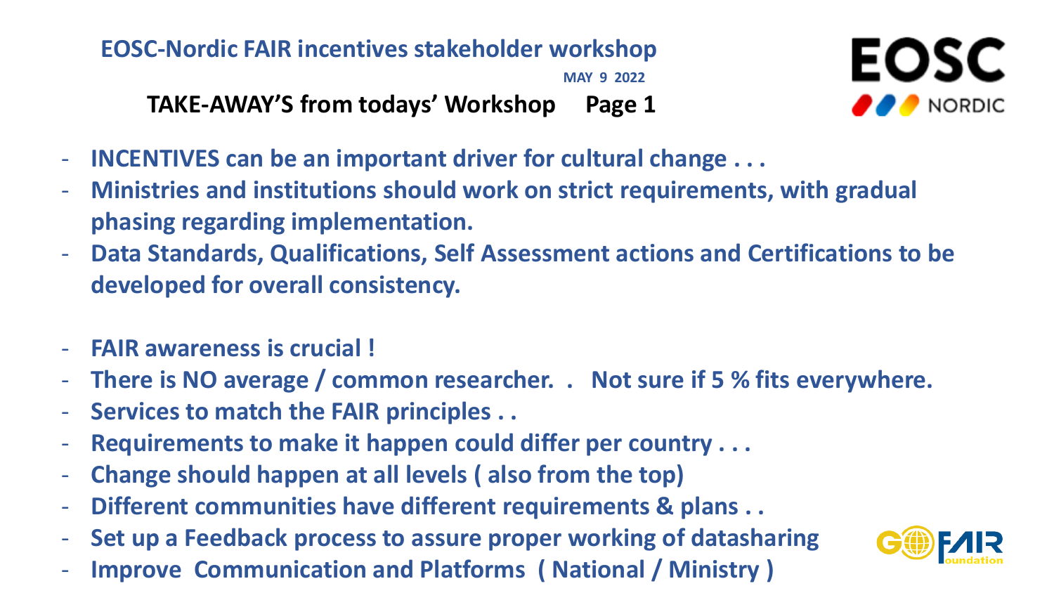# EOSC-Nordic FAIR incentives stakeholder workshop

MAY 9 2022

## TAKE-AWAY'S from todays' Workshop    Page 1

- **INCENTIVES can be an important driver for cultural change . . .**
- **Ministries and institutions should work on strict requirements, with gradual phasing regarding implementation.**
- **Data Standards, Qualifications, Self Assessment actions and Certifications to be developed for overall consistency.**

- **FAIR awareness is crucial !**
- **There is NO average / common researcher. . Not sure if 5 % fits everywhere.**
- **Services to match the FAIR principles . .**
- **Requirements to make it happen could differ per country . . .**
- **Change should happen at all levels ( also from the top)**
- **Different communities have different requirements & plans . .**
- **Set up a Feedback process to assure proper working of datasharing**
- **Improve Communication and Platforms ( National / Ministry )**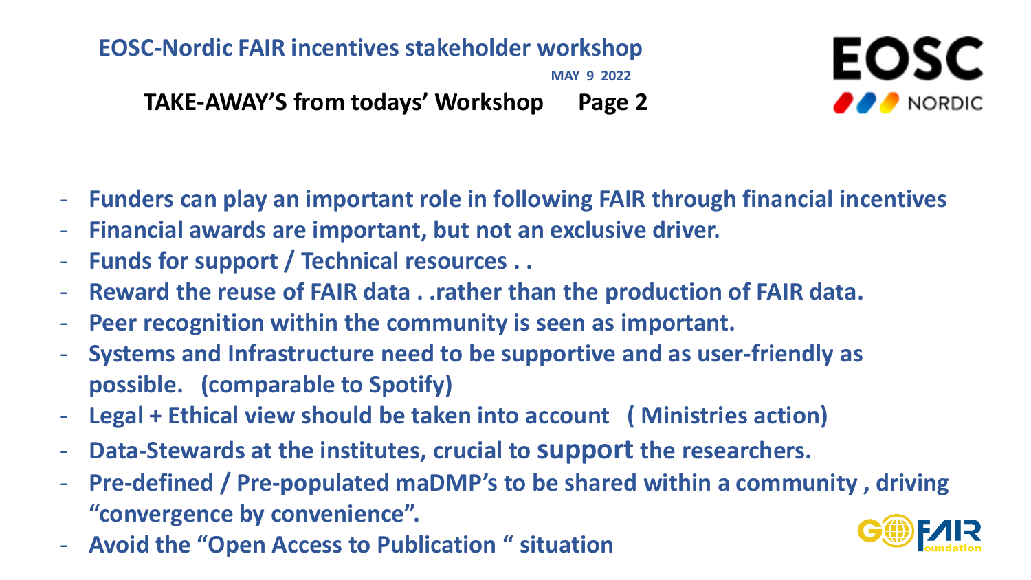# EOSC-Nordic FAIR incentives stakeholder workshop

MAY 9 2022

## TAKE-AWAY'S from todays' Workshop Page 2

- Funders can play an important role in following FAIR through financial incentives
- Financial awards are important, but not an exclusive driver.
- Funds for support / Technical resources . .
- Reward the reuse of FAIR data . .rather than the production of FAIR data.
- Peer recognition within the community is seen as important.
- Systems and Infrastructure need to be supportive and as user-friendly as possible. (comparable to Spotify)
- Legal + Ethical view should be taken into account ( Ministries action)
- Data-Stewards at the institutes, crucial to **support** the researchers.
- Pre-defined / Pre-populated maDMP's to be shared within a community , driving "convergence by convenience".
- Avoid the "Open Access to Publication " situation